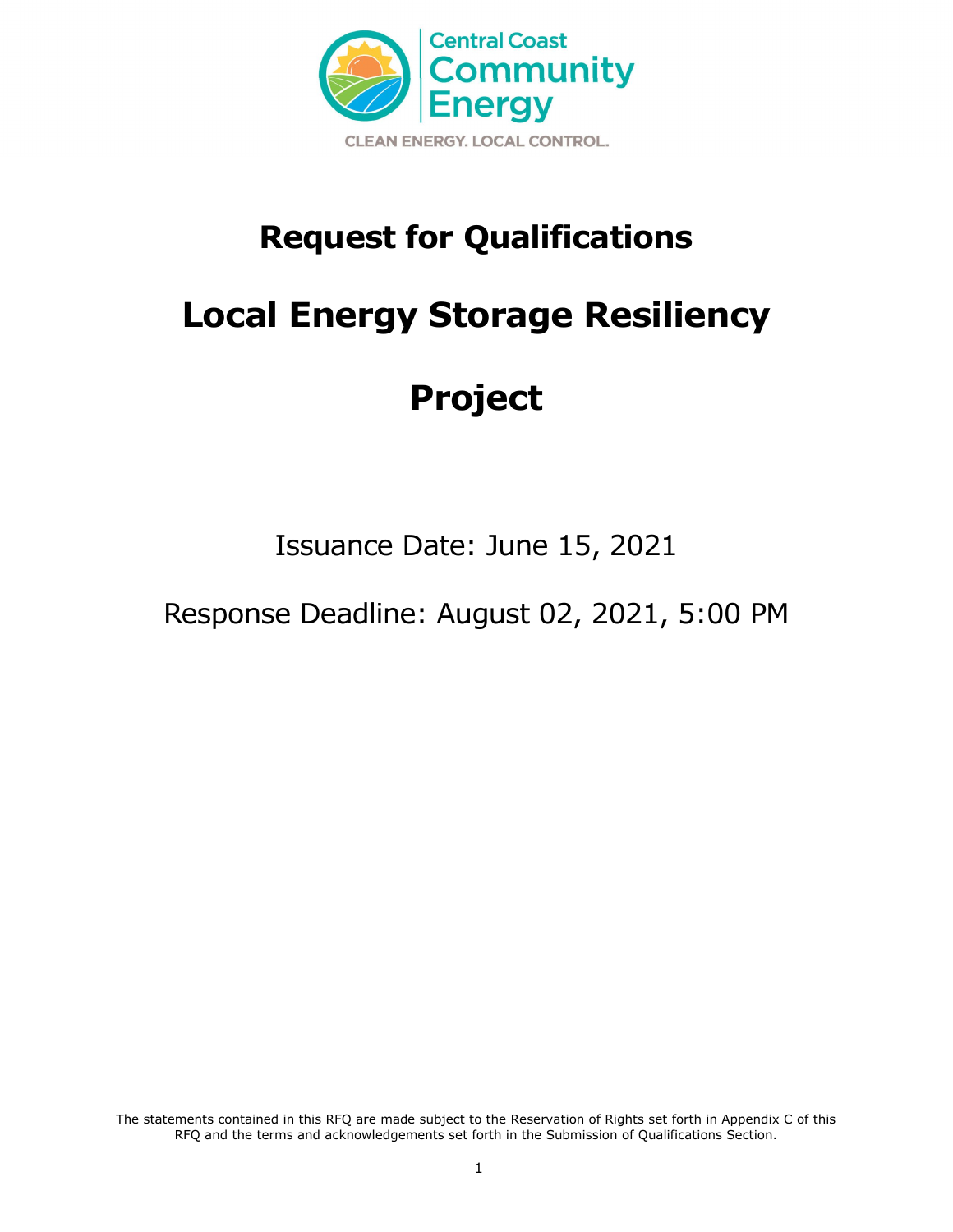Central Coast Community Energy

CLEAN ENERGY. LOCAL CONTROL.

# Request for Qualifications

# Local Energy Storage Resiliency Project

Issuance Date: June 15, 2021

Response Deadline: August 02, 2021, 5:00 PM

The statements contained in this RFQ are made subject to the Reservation of Rights set forth in Appendix C of this RFQ and the terms and acknowledgements set forth in the Submission of Qualifications Section.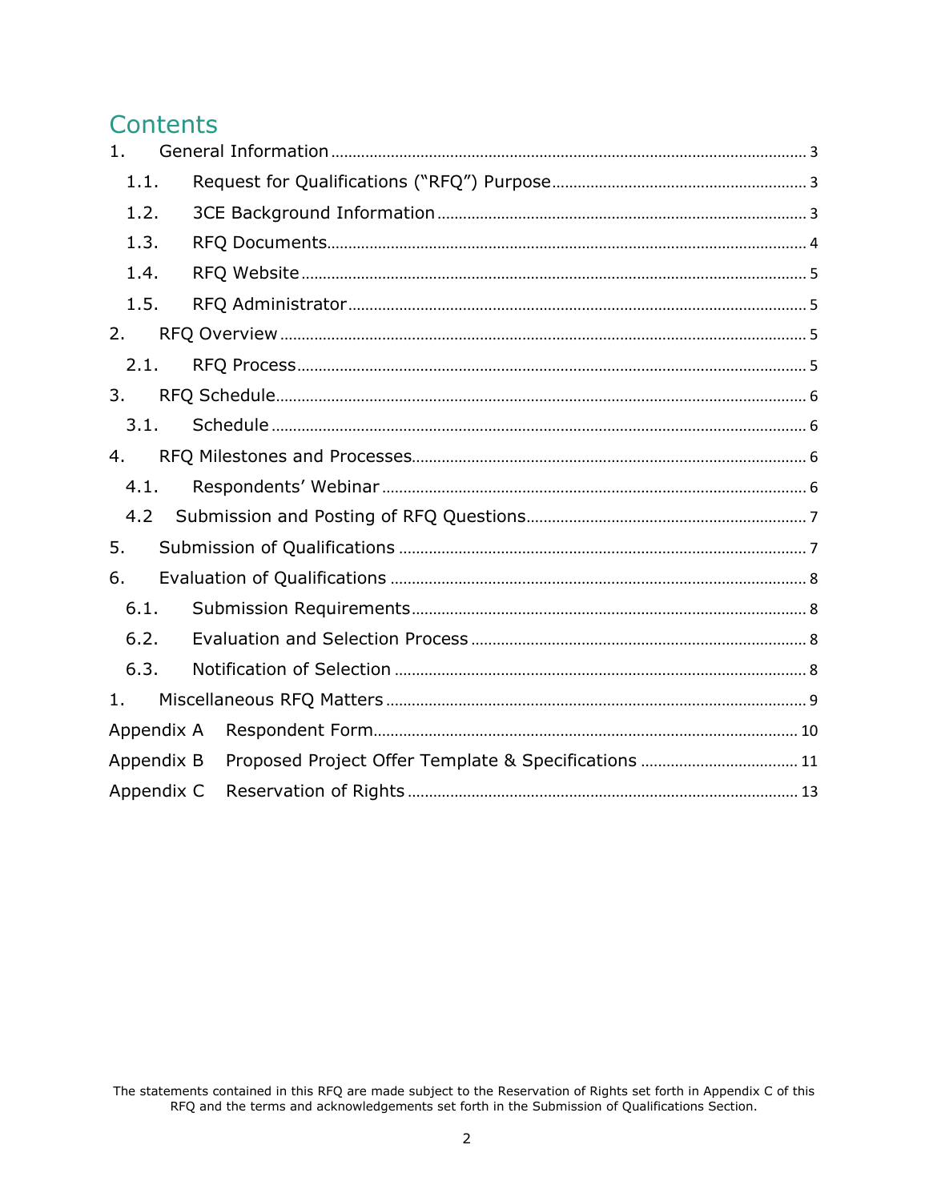# Contents

1. General Information ........ 3
   - 1.1. Request for Qualifications ("RFQ") Purpose ........ 3
   - 1.2. 3CE Background Information ........ 3
   - 1.3. RFQ Documents ........ 4
   - 1.4. RFQ Website ........ 5
   - 1.5. RFQ Administrator ........ 5
2. RFQ Overview ........ 5
   - 2.1. RFQ Process ........ 5
3. RFQ Schedule ........ 6
   - 3.1. Schedule ........ 6
4. RFQ Milestones and Processes ........ 6
   - 4.1. Respondents' Webinar ........ 6
   - 4.2 Submission and Posting of RFQ Questions ........ 7
5. Submission of Qualifications ........ 7
6. Evaluation of Qualifications ........ 8
   - 6.1. Submission Requirements ........ 8
   - 6.2. Evaluation and Selection Process ........ 8
   - 6.3. Notification of Selection ........ 8

1\. Miscellaneous RFQ Matters ........ 9

Appendix A Respondent Form ........ 10

Appendix B Proposed Project Offer Template & Specifications ........ 11

Appendix C Reservation of Rights ........ 13

The statements contained in this RFQ are made subject to the Reservation of Rights set forth in Appendix C of this RFQ and the terms and acknowledgements set forth in the Submission of Qualifications Section.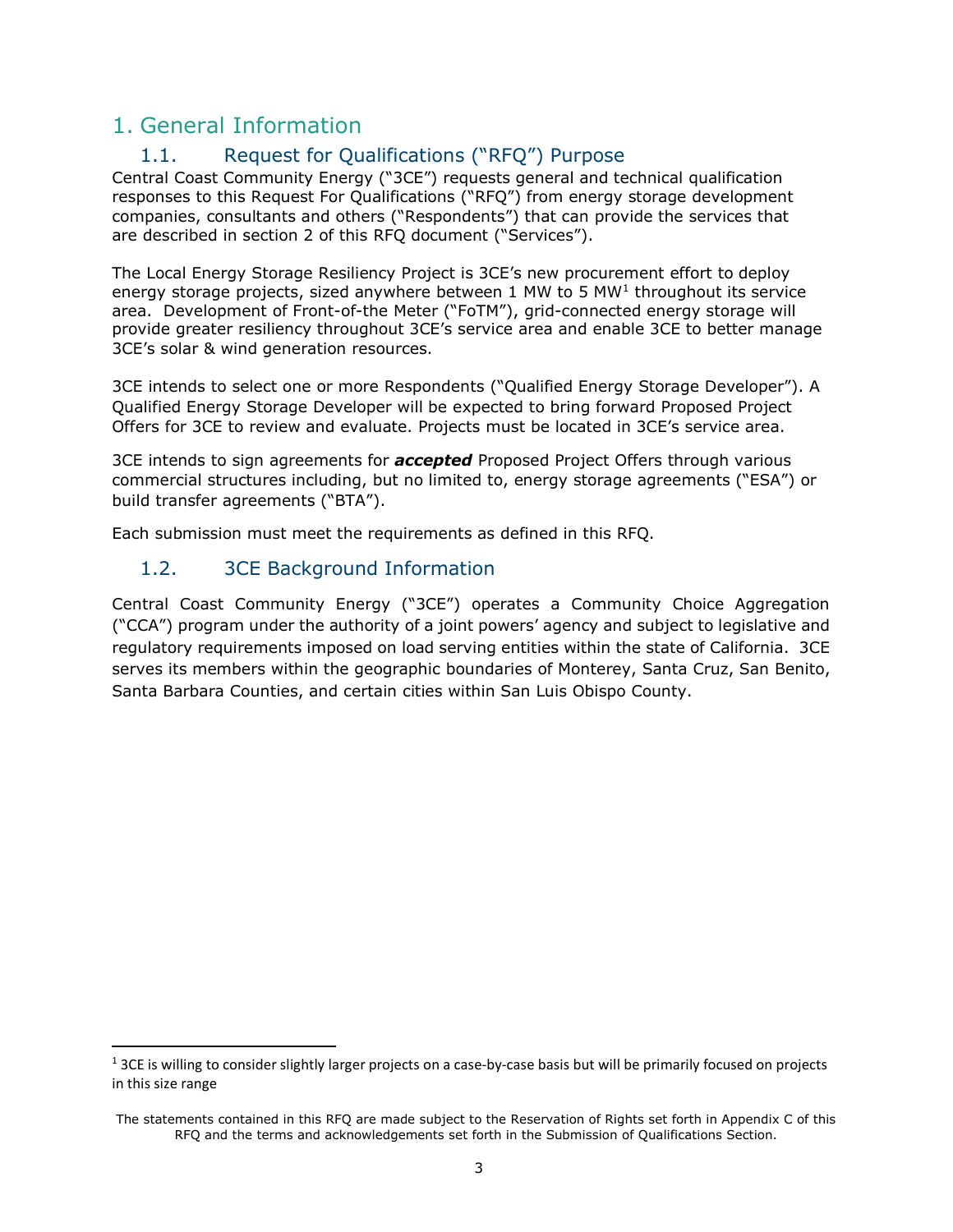# 1. General Information

## 1.1. Request for Qualifications ("RFQ") Purpose

Central Coast Community Energy ("3CE") requests general and technical qualification responses to this Request For Qualifications ("RFQ") from energy storage development companies, consultants and others ("Respondents") that can provide the services that are described in section 2 of this RFQ document ("Services").

The Local Energy Storage Resiliency Project is 3CE's new procurement effort to deploy energy storage projects, sized anywhere between 1 MW to 5 MW[1] throughout its service area. Development of Front-of-the Meter ("FoTM"), grid-connected energy storage will provide greater resiliency throughout 3CE's service area and enable 3CE to better manage 3CE's solar & wind generation resources.

3CE intends to select one or more Respondents ("Qualified Energy Storage Developer"). A Qualified Energy Storage Developer will be expected to bring forward Proposed Project Offers for 3CE to review and evaluate. Projects must be located in 3CE's service area.

3CE intends to sign agreements for ***accepted*** Proposed Project Offers through various commercial structures including, but no limited to, energy storage agreements ("ESA") or build transfer agreements ("BTA").

Each submission must meet the requirements as defined in this RFQ.

## 1.2. 3CE Background Information

Central Coast Community Energy ("3CE") operates a Community Choice Aggregation ("CCA") program under the authority of a joint powers' agency and subject to legislative and regulatory requirements imposed on load serving entities within the state of California. 3CE serves its members within the geographic boundaries of Monterey, Santa Cruz, San Benito, Santa Barbara Counties, and certain cities within San Luis Obispo County.

---

[1] 3CE is willing to consider slightly larger projects on a case-by-case basis but will be primarily focused on projects in this size range

The statements contained in this RFQ are made subject to the Reservation of Rights set forth in Appendix C of this RFQ and the terms and acknowledgements set forth in the Submission of Qualifications Section.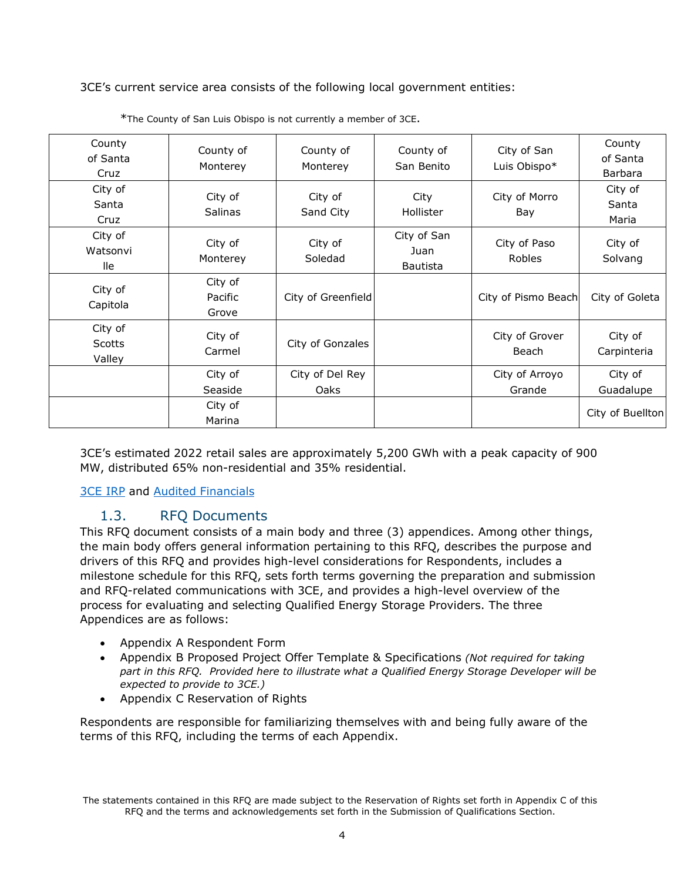3CE's current service area consists of the following local government entities:

*The County of San Luis Obispo is not currently a member of 3CE.

| County of Santa Cruz | County of Monterey | County of Monterey | County of San Benito | City of San Luis Obispo* | County of Santa Barbara |
|---|---|---|---|---|---|
| City of Santa Cruz | City of Salinas | City of Sand City | City Hollister | City of Morro Bay | City of Santa Maria |
| City of Watsonville | City of Monterey | City of Soledad | City of San Juan Bautista | City of Paso Robles | City of Solvang |
| City of Capitola | City of Pacific Grove | City of Greenfield | | City of Pismo Beach | City of Goleta |
| City of Scotts Valley | City of Carmel | City of Gonzales | | City of Grover Beach | City of Carpinteria |
| | City of Seaside | City of Del Rey Oaks | | City of Arroyo Grande | City of Guadalupe |
| | City of Marina | | | | City of Buellton |

3CE's estimated 2022 retail sales are approximately 5,200 GWh with a peak capacity of 900 MW, distributed 65% non-residential and 35% residential.

[3CE IRP] and [Audited Financials]

## 1.3. RFQ Documents

This RFQ document consists of a main body and three (3) appendices. Among other things, the main body offers general information pertaining to this RFQ, describes the purpose and drivers of this RFQ and provides high-level considerations for Respondents, includes a milestone schedule for this RFQ, sets forth terms governing the preparation and submission and RFQ-related communications with 3CE, and provides a high-level overview of the process for evaluating and selecting Qualified Energy Storage Providers. The three Appendices are as follows:

- Appendix A Respondent Form
- Appendix B Proposed Project Offer Template & Specifications *(Not required for taking part in this RFQ. Provided here to illustrate what a Qualified Energy Storage Developer will be expected to provide to 3CE.)*
- Appendix C Reservation of Rights

Respondents are responsible for familiarizing themselves with and being fully aware of the terms of this RFQ, including the terms of each Appendix.

The statements contained in this RFQ are made subject to the Reservation of Rights set forth in Appendix C of this RFQ and the terms and acknowledgements set forth in the Submission of Qualifications Section.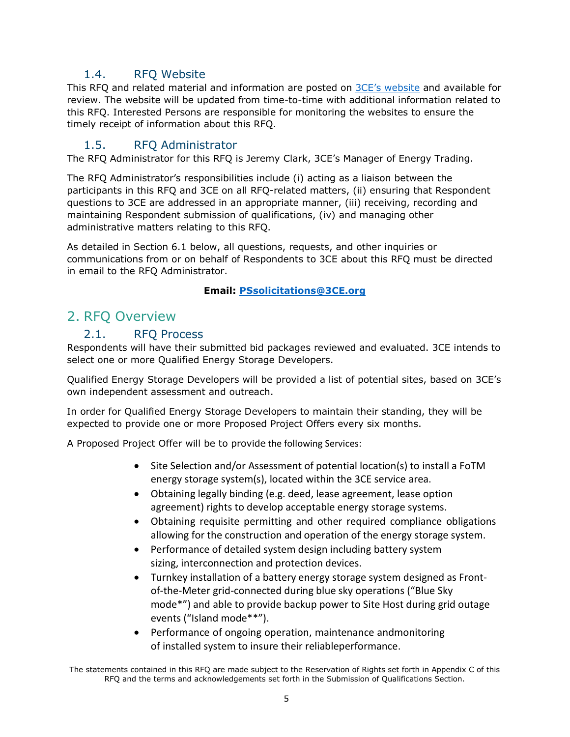### 1.4. RFQ Website

This RFQ and related material and information are posted on [3CE's website]() and available for review. The website will be updated from time-to-time with additional information related to this RFQ. Interested Persons are responsible for monitoring the websites to ensure the timely receipt of information about this RFQ.

### 1.5. RFQ Administrator

The RFQ Administrator for this RFQ is Jeremy Clark, 3CE's Manager of Energy Trading.

The RFQ Administrator's responsibilities include (i) acting as a liaison between the participants in this RFQ and 3CE on all RFQ-related matters, (ii) ensuring that Respondent questions to 3CE are addressed in an appropriate manner, (iii) receiving, recording and maintaining Respondent submission of qualifications, (iv) and managing other administrative matters relating to this RFQ.

As detailed in Section 6.1 below, all questions, requests, and other inquiries or communications from or on behalf of Respondents to 3CE about this RFQ must be directed in email to the RFQ Administrator.

**Email: PSsolicitations@3CE.org**

## 2. RFQ Overview

### 2.1. RFQ Process

Respondents will have their submitted bid packages reviewed and evaluated. 3CE intends to select one or more Qualified Energy Storage Developers.

Qualified Energy Storage Developers will be provided a list of potential sites, based on 3CE's own independent assessment and outreach.

In order for Qualified Energy Storage Developers to maintain their standing, they will be expected to provide one or more Proposed Project Offers every six months.

A Proposed Project Offer will be to provide the following Services:

- Site Selection and/or Assessment of potential location(s) to install a FoTM energy storage system(s), located within the 3CE service area.
- Obtaining legally binding (e.g. deed, lease agreement, lease option agreement) rights to develop acceptable energy storage systems.
- Obtaining requisite permitting and other required compliance obligations allowing for the construction and operation of the energy storage system.
- Performance of detailed system design including battery system sizing, interconnection and protection devices.
- Turnkey installation of a battery energy storage system designed as Front-of-the-Meter grid-connected during blue sky operations ("Blue Sky mode*") and able to provide backup power to Site Host during grid outage events ("Island mode**").
- Performance of ongoing operation, maintenance andmonitoring of installed system to insure their reliableperformance.

The statements contained in this RFQ are made subject to the Reservation of Rights set forth in Appendix C of this RFQ and the terms and acknowledgements set forth in the Submission of Qualifications Section.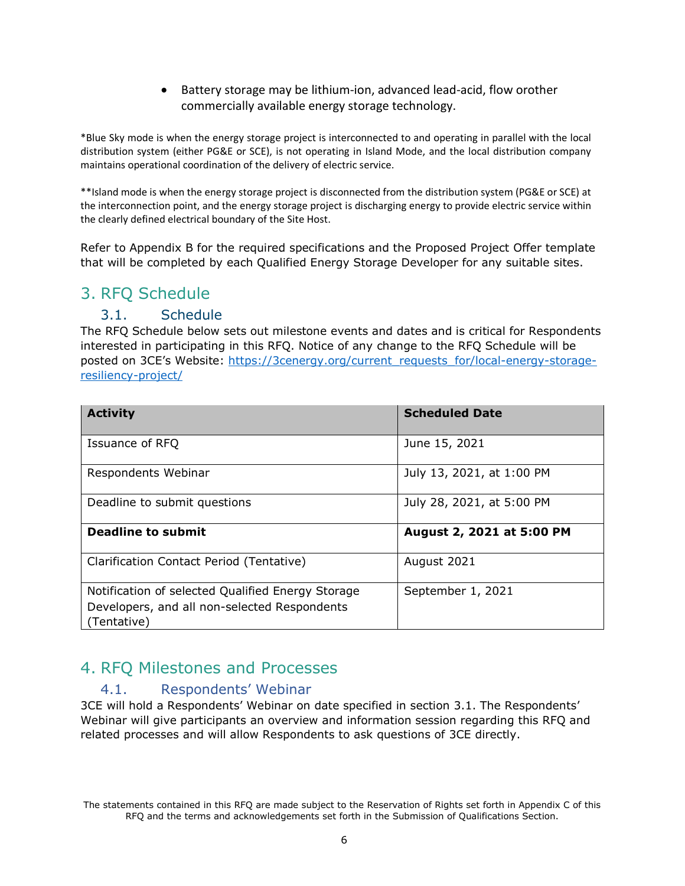- Battery storage may be lithium-ion, advanced lead-acid, flow orother commercially available energy storage technology.

*Blue Sky mode is when the energy storage project is interconnected to and operating in parallel with the local distribution system (either PG&E or SCE), is not operating in Island Mode, and the local distribution company maintains operational coordination of the delivery of electric service.

**Island mode is when the energy storage project is disconnected from the distribution system (PG&E or SCE) at the interconnection point, and the energy storage project is discharging energy to provide electric service within the clearly defined electrical boundary of the Site Host.

Refer to Appendix B for the required specifications and the Proposed Project Offer template that will be completed by each Qualified Energy Storage Developer for any suitable sites.

# 3. RFQ Schedule

## 3.1. Schedule

The RFQ Schedule below sets out milestone events and dates and is critical for Respondents interested in participating in this RFQ. Notice of any change to the RFQ Schedule will be posted on 3CE's Website: [https://3cenergy.org/current_requests_for/local-energy-storage-resiliency-project/](https://3cenergy.org/current_requests_for/local-energy-storage-resiliency-project/)

| Activity | Scheduled Date |
|---|---|
| Issuance of RFQ | June 15, 2021 |
| Respondents Webinar | July 13, 2021, at 1:00 PM |
| Deadline to submit questions | July 28, 2021, at 5:00 PM |
| **Deadline to submit** | **August 2, 2021 at 5:00 PM** |
| Clarification Contact Period (Tentative) | August 2021 |
| Notification of selected Qualified Energy Storage Developers, and all non-selected Respondents (Tentative) | September 1, 2021 |

# 4. RFQ Milestones and Processes

## 4.1. Respondents' Webinar

3CE will hold a Respondents' Webinar on date specified in section 3.1. The Respondents' Webinar will give participants an overview and information session regarding this RFQ and related processes and will allow Respondents to ask questions of 3CE directly.

The statements contained in this RFQ are made subject to the Reservation of Rights set forth in Appendix C of this RFQ and the terms and acknowledgements set forth in the Submission of Qualifications Section.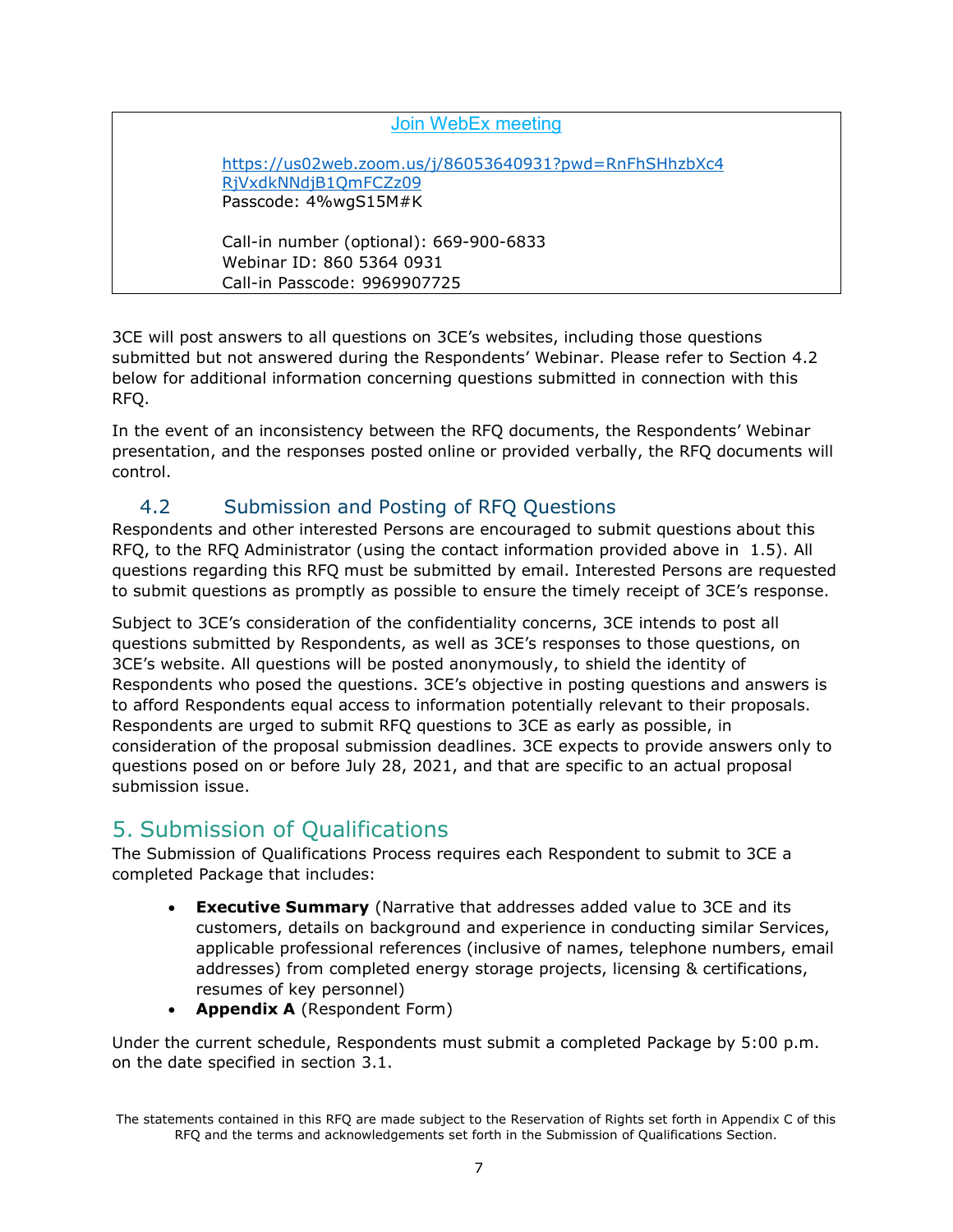Join WebEx meeting

https://us02web.zoom.us/j/86053640931?pwd=RnFhSHhzbXc4RjVxdkNNdjB1QmFCZz09
Passcode: 4%wgS15M#K

Call-in number (optional): 669-900-6833
Webinar ID: 860 5364 0931
Call-in Passcode: 9969907725

3CE will post answers to all questions on 3CE's websites, including those questions submitted but not answered during the Respondents' Webinar. Please refer to Section 4.2 below for additional information concerning questions submitted in connection with this RFQ.

In the event of an inconsistency between the RFQ documents, the Respondents' Webinar presentation, and the responses posted online or provided verbally, the RFQ documents will control.

### 4.2 Submission and Posting of RFQ Questions

Respondents and other interested Persons are encouraged to submit questions about this RFQ, to the RFQ Administrator (using the contact information provided above in 1.5). All questions regarding this RFQ must be submitted by email. Interested Persons are requested to submit questions as promptly as possible to ensure the timely receipt of 3CE's response.

Subject to 3CE's consideration of the confidentiality concerns, 3CE intends to post all questions submitted by Respondents, as well as 3CE's responses to those questions, on 3CE's website. All questions will be posted anonymously, to shield the identity of Respondents who posed the questions. 3CE's objective in posting questions and answers is to afford Respondents equal access to information potentially relevant to their proposals. Respondents are urged to submit RFQ questions to 3CE as early as possible, in consideration of the proposal submission deadlines. 3CE expects to provide answers only to questions posed on or before July 28, 2021, and that are specific to an actual proposal submission issue.

## 5. Submission of Qualifications

The Submission of Qualifications Process requires each Respondent to submit to 3CE a completed Package that includes:

- **Executive Summary** (Narrative that addresses added value to 3CE and its customers, details on background and experience in conducting similar Services, applicable professional references (inclusive of names, telephone numbers, email addresses) from completed energy storage projects, licensing & certifications, resumes of key personnel)
- **Appendix A** (Respondent Form)

Under the current schedule, Respondents must submit a completed Package by 5:00 p.m. on the date specified in section 3.1.

The statements contained in this RFQ are made subject to the Reservation of Rights set forth in Appendix C of this RFQ and the terms and acknowledgements set forth in the Submission of Qualifications Section.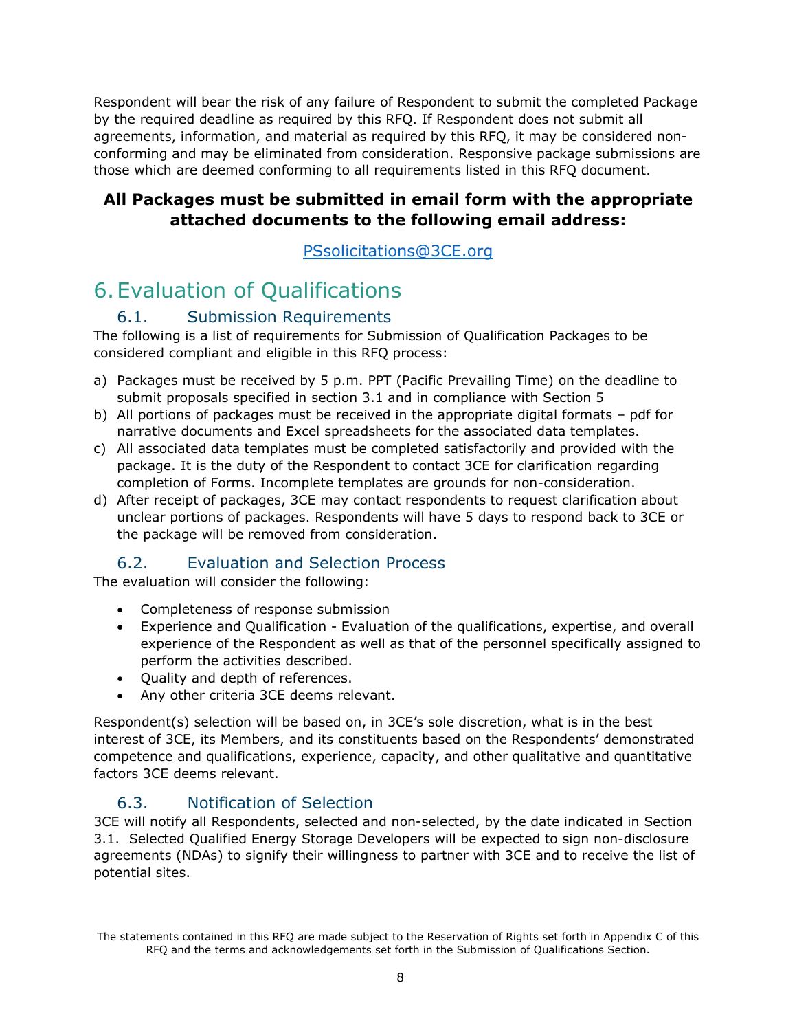Respondent will bear the risk of any failure of Respondent to submit the completed Package by the required deadline as required by this RFQ. If Respondent does not submit all agreements, information, and material as required by this RFQ, it may be considered non-conforming and may be eliminated from consideration. Responsive package submissions are those which are deemed conforming to all requirements listed in this RFQ document.

**All Packages must be submitted in email form with the appropriate attached documents to the following email address:**

PSsolicitations@3CE.org

# 6. Evaluation of Qualifications

## 6.1. Submission Requirements

The following is a list of requirements for Submission of Qualification Packages to be considered compliant and eligible in this RFQ process:

a) Packages must be received by 5 p.m. PPT (Pacific Prevailing Time) on the deadline to submit proposals specified in section 3.1 and in compliance with Section 5
b) All portions of packages must be received in the appropriate digital formats – pdf for narrative documents and Excel spreadsheets for the associated data templates.
c) All associated data templates must be completed satisfactorily and provided with the package. It is the duty of the Respondent to contact 3CE for clarification regarding completion of Forms. Incomplete templates are grounds for non-consideration.
d) After receipt of packages, 3CE may contact respondents to request clarification about unclear portions of packages. Respondents will have 5 days to respond back to 3CE or the package will be removed from consideration.

## 6.2. Evaluation and Selection Process

The evaluation will consider the following:

- Completeness of response submission
- Experience and Qualification - Evaluation of the qualifications, expertise, and overall experience of the Respondent as well as that of the personnel specifically assigned to perform the activities described.
- Quality and depth of references.
- Any other criteria 3CE deems relevant.

Respondent(s) selection will be based on, in 3CE's sole discretion, what is in the best interest of 3CE, its Members, and its constituents based on the Respondents' demonstrated competence and qualifications, experience, capacity, and other qualitative and quantitative factors 3CE deems relevant.

## 6.3. Notification of Selection

3CE will notify all Respondents, selected and non-selected, by the date indicated in Section 3.1. Selected Qualified Energy Storage Developers will be expected to sign non-disclosure agreements (NDAs) to signify their willingness to partner with 3CE and to receive the list of potential sites.

The statements contained in this RFQ are made subject to the Reservation of Rights set forth in Appendix C of this RFQ and the terms and acknowledgements set forth in the Submission of Qualifications Section.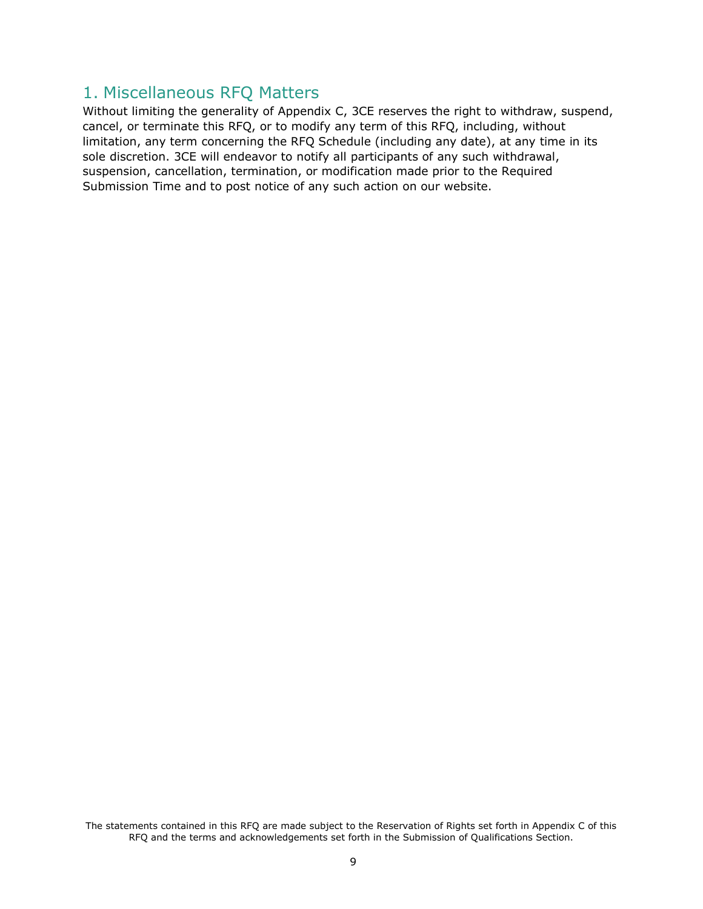## 1. Miscellaneous RFQ Matters

Without limiting the generality of Appendix C, 3CE reserves the right to withdraw, suspend, cancel, or terminate this RFQ, or to modify any term of this RFQ, including, without limitation, any term concerning the RFQ Schedule (including any date), at any time in its sole discretion. 3CE will endeavor to notify all participants of any such withdrawal, suspension, cancellation, termination, or modification made prior to the Required Submission Time and to post notice of any such action on our website.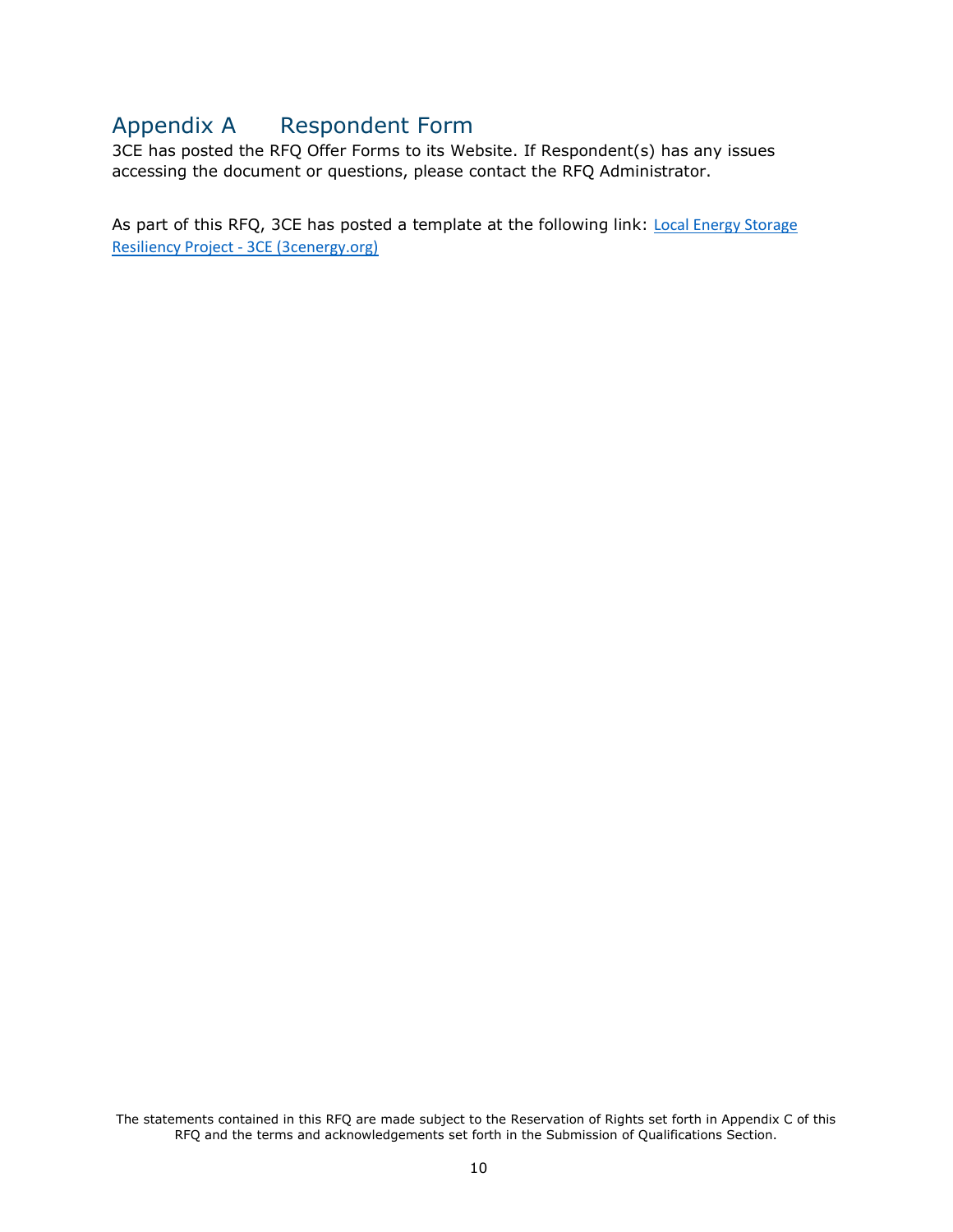# Appendix A Respondent Form

3CE has posted the RFQ Offer Forms to its Website. If Respondent(s) has any issues accessing the document or questions, please contact the RFQ Administrator.

As part of this RFQ, 3CE has posted a template at the following link: Local Energy Storage Resiliency Project - 3CE (3cenergy.org)

The statements contained in this RFQ are made subject to the Reservation of Rights set forth in Appendix C of this RFQ and the terms and acknowledgements set forth in the Submission of Qualifications Section.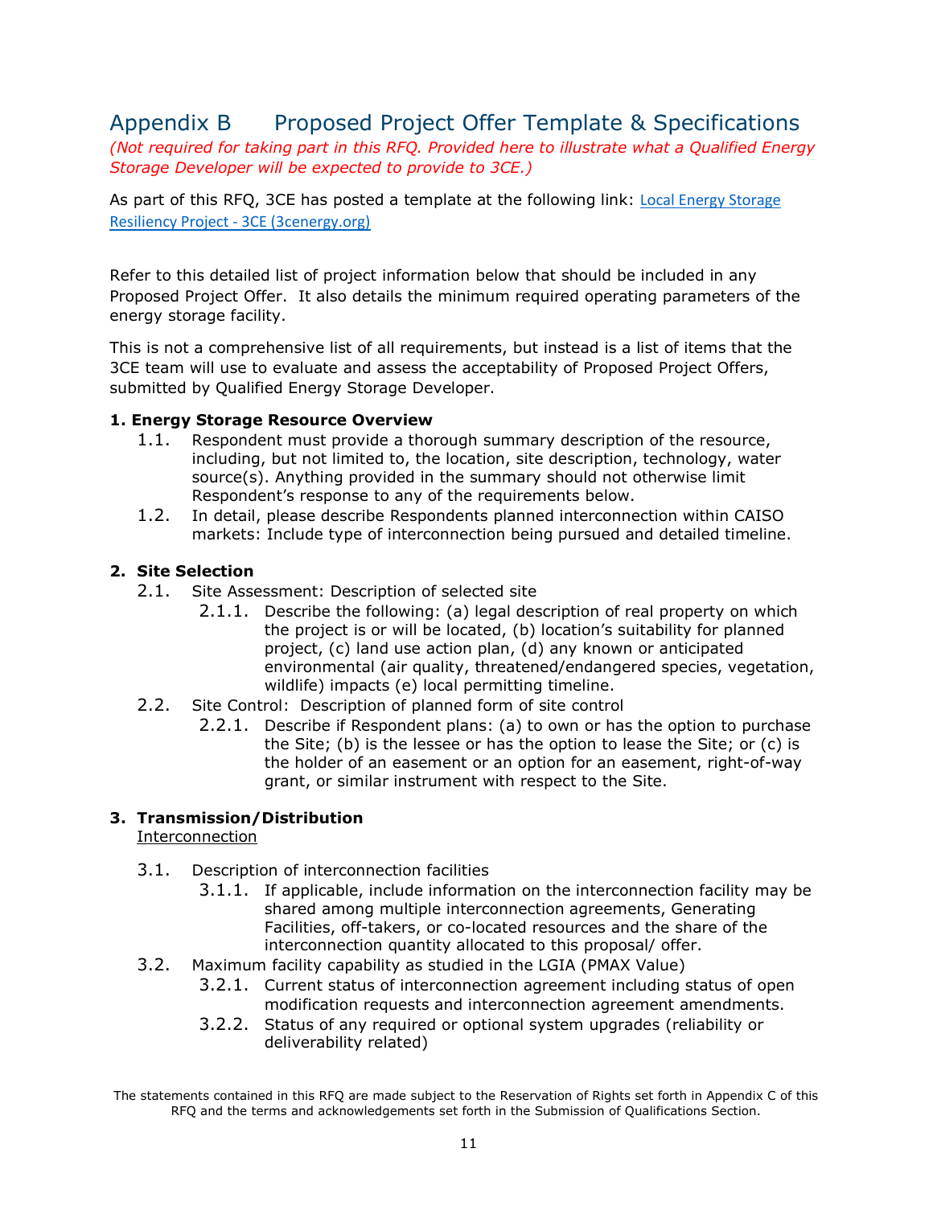## Appendix B Proposed Project Offer Template & Specifications

*(Not required for taking part in this RFQ. Provided here to illustrate what a Qualified Energy Storage Developer will be expected to provide to 3CE.)*

As part of this RFQ, 3CE has posted a template at the following link: [Local Energy Storage Resiliency Project - 3CE (3cenergy.org)]()

Refer to this detailed list of project information below that should be included in any Proposed Project Offer. It also details the minimum required operating parameters of the energy storage facility.

This is not a comprehensive list of all requirements, but instead is a list of items that the 3CE team will use to evaluate and assess the acceptability of Proposed Project Offers, submitted by Qualified Energy Storage Developer.

**1. Energy Storage Resource Overview**

- 1.1. Respondent must provide a thorough summary description of the resource, including, but not limited to, the location, site description, technology, water source(s). Anything provided in the summary should not otherwise limit Respondent's response to any of the requirements below.
- 1.2. In detail, please describe Respondents planned interconnection within CAISO markets: Include type of interconnection being pursued and detailed timeline.

**2. Site Selection**

- 2.1. Site Assessment: Description of selected site
  - 2.1.1. Describe the following: (a) legal description of real property on which the project is or will be located, (b) location's suitability for planned project, (c) land use action plan, (d) any known or anticipated environmental (air quality, threatened/endangered species, vegetation, wildlife) impacts (e) local permitting timeline.
- 2.2. Site Control: Description of planned form of site control
  - 2.2.1. Describe if Respondent plans: (a) to own or has the option to purchase the Site; (b) is the lessee or has the option to lease the Site; or (c) is the holder of an easement or an option for an easement, right-of-way grant, or similar instrument with respect to the Site.

**3. Transmission/Distribution**
<u>Interconnection</u>

- 3.1. Description of interconnection facilities
  - 3.1.1. If applicable, include information on the interconnection facility may be shared among multiple interconnection agreements, Generating Facilities, off-takers, or co-located resources and the share of the interconnection quantity allocated to this proposal/ offer.
- 3.2. Maximum facility capability as studied in the LGIA (PMAX Value)
  - 3.2.1. Current status of interconnection agreement including status of open modification requests and interconnection agreement amendments.
  - 3.2.2. Status of any required or optional system upgrades (reliability or deliverability related)

The statements contained in this RFQ are made subject to the Reservation of Rights set forth in Appendix C of this RFQ and the terms and acknowledgements set forth in the Submission of Qualifications Section.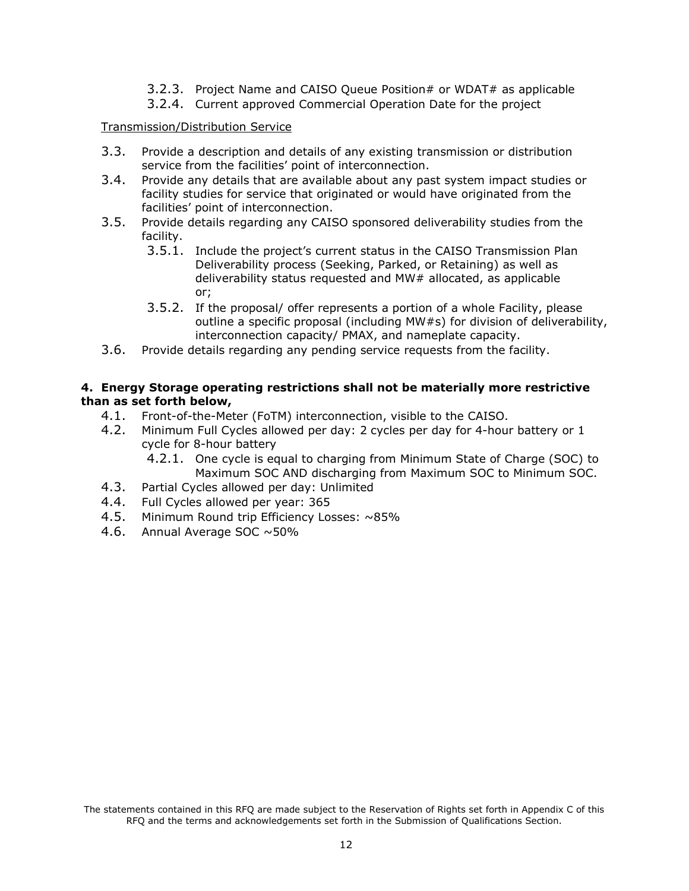3.2.3. Project Name and CAISO Queue Position# or WDAT# as applicable

3.2.4. Current approved Commercial Operation Date for the project

Transmission/Distribution Service

3.3. Provide a description and details of any existing transmission or distribution service from the facilities' point of interconnection.

3.4. Provide any details that are available about any past system impact studies or facility studies for service that originated or would have originated from the facilities' point of interconnection.

3.5. Provide details regarding any CAISO sponsored deliverability studies from the facility.

3.5.1. Include the project's current status in the CAISO Transmission Plan Deliverability process (Seeking, Parked, or Retaining) as well as deliverability status requested and MW# allocated, as applicable or;

3.5.2. If the proposal/ offer represents a portion of a whole Facility, please outline a specific proposal (including MW#s) for division of deliverability, interconnection capacity/ PMAX, and nameplate capacity.

3.6. Provide details regarding any pending service requests from the facility.

**4. Energy Storage operating restrictions shall not be materially more restrictive than as set forth below,**

4.1. Front-of-the-Meter (FoTM) interconnection, visible to the CAISO.

4.2. Minimum Full Cycles allowed per day: 2 cycles per day for 4-hour battery or 1 cycle for 8-hour battery

4.2.1. One cycle is equal to charging from Minimum State of Charge (SOC) to Maximum SOC AND discharging from Maximum SOC to Minimum SOC.

4.3. Partial Cycles allowed per day: Unlimited

4.4. Full Cycles allowed per year: 365

4.5. Minimum Round trip Efficiency Losses: ~85%

4.6. Annual Average SOC ~50%

The statements contained in this RFQ are made subject to the Reservation of Rights set forth in Appendix C of this RFQ and the terms and acknowledgements set forth in the Submission of Qualifications Section.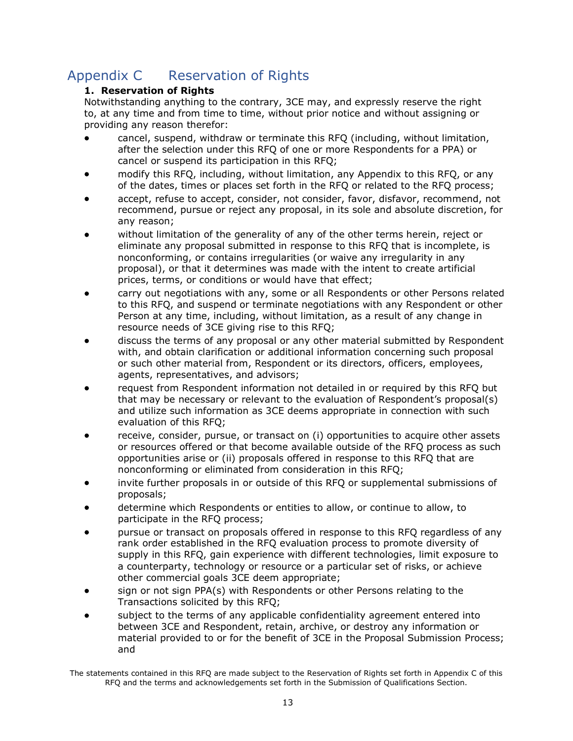# Appendix C Reservation of Rights

**1. Reservation of Rights**

Notwithstanding anything to the contrary, 3CE may, and expressly reserve the right to, at any time and from time to time, without prior notice and without assigning or providing any reason therefor:

- cancel, suspend, withdraw or terminate this RFQ (including, without limitation, after the selection under this RFQ of one or more Respondents for a PPA) or cancel or suspend its participation in this RFQ;
- modify this RFQ, including, without limitation, any Appendix to this RFQ, or any of the dates, times or places set forth in the RFQ or related to the RFQ process;
- accept, refuse to accept, consider, not consider, favor, disfavor, recommend, not recommend, pursue or reject any proposal, in its sole and absolute discretion, for any reason;
- without limitation of the generality of any of the other terms herein, reject or eliminate any proposal submitted in response to this RFQ that is incomplete, is nonconforming, or contains irregularities (or waive any irregularity in any proposal), or that it determines was made with the intent to create artificial prices, terms, or conditions or would have that effect;
- carry out negotiations with any, some or all Respondents or other Persons related to this RFQ, and suspend or terminate negotiations with any Respondent or other Person at any time, including, without limitation, as a result of any change in resource needs of 3CE giving rise to this RFQ;
- discuss the terms of any proposal or any other material submitted by Respondent with, and obtain clarification or additional information concerning such proposal or such other material from, Respondent or its directors, officers, employees, agents, representatives, and advisors;
- request from Respondent information not detailed in or required by this RFQ but that may be necessary or relevant to the evaluation of Respondent's proposal(s) and utilize such information as 3CE deems appropriate in connection with such evaluation of this RFQ;
- receive, consider, pursue, or transact on (i) opportunities to acquire other assets or resources offered or that become available outside of the RFQ process as such opportunities arise or (ii) proposals offered in response to this RFQ that are nonconforming or eliminated from consideration in this RFQ;
- invite further proposals in or outside of this RFQ or supplemental submissions of proposals;
- determine which Respondents or entities to allow, or continue to allow, to participate in the RFQ process;
- pursue or transact on proposals offered in response to this RFQ regardless of any rank order established in the RFQ evaluation process to promote diversity of supply in this RFQ, gain experience with different technologies, limit exposure to a counterparty, technology or resource or a particular set of risks, or achieve other commercial goals 3CE deem appropriate;
- sign or not sign PPA(s) with Respondents or other Persons relating to the Transactions solicited by this RFQ;
- subject to the terms of any applicable confidentiality agreement entered into between 3CE and Respondent, retain, archive, or destroy any information or material provided to or for the benefit of 3CE in the Proposal Submission Process; and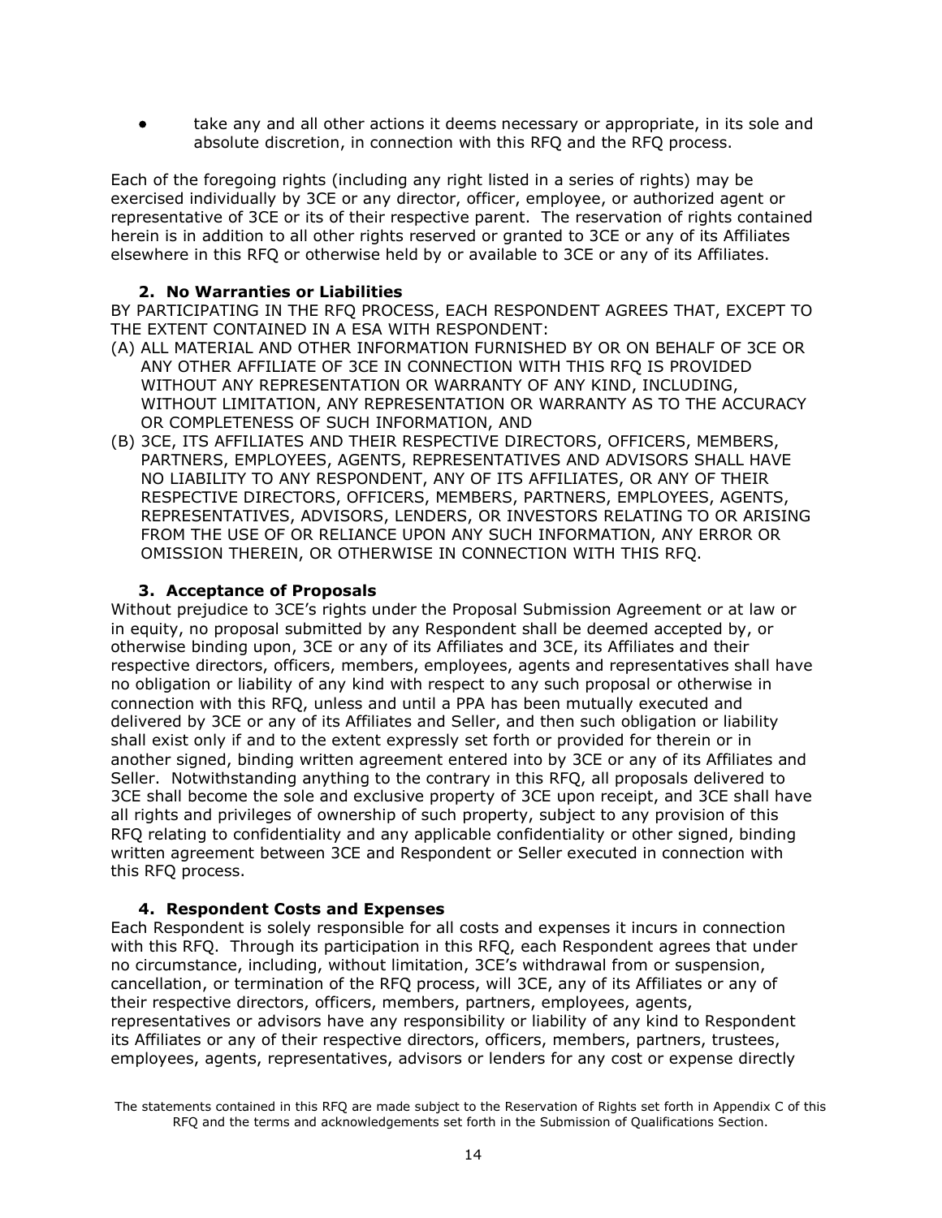- take any and all other actions it deems necessary or appropriate, in its sole and absolute discretion, in connection with this RFQ and the RFQ process.

Each of the foregoing rights (including any right listed in a series of rights) may be exercised individually by 3CE or any director, officer, employee, or authorized agent or representative of 3CE or its of their respective parent. The reservation of rights contained herein is in addition to all other rights reserved or granted to 3CE or any of its Affiliates elsewhere in this RFQ or otherwise held by or available to 3CE or any of its Affiliates.

### 2. No Warranties or Liabilities

BY PARTICIPATING IN THE RFQ PROCESS, EACH RESPONDENT AGREES THAT, EXCEPT TO THE EXTENT CONTAINED IN A ESA WITH RESPONDENT:

(A) ALL MATERIAL AND OTHER INFORMATION FURNISHED BY OR ON BEHALF OF 3CE OR ANY OTHER AFFILIATE OF 3CE IN CONNECTION WITH THIS RFQ IS PROVIDED WITHOUT ANY REPRESENTATION OR WARRANTY OF ANY KIND, INCLUDING, WITHOUT LIMITATION, ANY REPRESENTATION OR WARRANTY AS TO THE ACCURACY OR COMPLETENESS OF SUCH INFORMATION, AND

(B) 3CE, ITS AFFILIATES AND THEIR RESPECTIVE DIRECTORS, OFFICERS, MEMBERS, PARTNERS, EMPLOYEES, AGENTS, REPRESENTATIVES AND ADVISORS SHALL HAVE NO LIABILITY TO ANY RESPONDENT, ANY OF ITS AFFILIATES, OR ANY OF THEIR RESPECTIVE DIRECTORS, OFFICERS, MEMBERS, PARTNERS, EMPLOYEES, AGENTS, REPRESENTATIVES, ADVISORS, LENDERS, OR INVESTORS RELATING TO OR ARISING FROM THE USE OF OR RELIANCE UPON ANY SUCH INFORMATION, ANY ERROR OR OMISSION THEREIN, OR OTHERWISE IN CONNECTION WITH THIS RFQ.

### 3. Acceptance of Proposals

Without prejudice to 3CE's rights under the Proposal Submission Agreement or at law or in equity, no proposal submitted by any Respondent shall be deemed accepted by, or otherwise binding upon, 3CE or any of its Affiliates and 3CE, its Affiliates and their respective directors, officers, members, employees, agents and representatives shall have no obligation or liability of any kind with respect to any such proposal or otherwise in connection with this RFQ, unless and until a PPA has been mutually executed and delivered by 3CE or any of its Affiliates and Seller, and then such obligation or liability shall exist only if and to the extent expressly set forth or provided for therein or in another signed, binding written agreement entered into by 3CE or any of its Affiliates and Seller. Notwithstanding anything to the contrary in this RFQ, all proposals delivered to 3CE shall become the sole and exclusive property of 3CE upon receipt, and 3CE shall have all rights and privileges of ownership of such property, subject to any provision of this RFQ relating to confidentiality and any applicable confidentiality or other signed, binding written agreement between 3CE and Respondent or Seller executed in connection with this RFQ process.

### 4. Respondent Costs and Expenses

Each Respondent is solely responsible for all costs and expenses it incurs in connection with this RFQ. Through its participation in this RFQ, each Respondent agrees that under no circumstance, including, without limitation, 3CE's withdrawal from or suspension, cancellation, or termination of the RFQ process, will 3CE, any of its Affiliates or any of their respective directors, officers, members, partners, employees, agents, representatives or advisors have any responsibility or liability of any kind to Respondent its Affiliates or any of their respective directors, officers, members, partners, trustees, employees, agents, representatives, advisors or lenders for any cost or expense directly

The statements contained in this RFQ are made subject to the Reservation of Rights set forth in Appendix C of this RFQ and the terms and acknowledgements set forth in the Submission of Qualifications Section.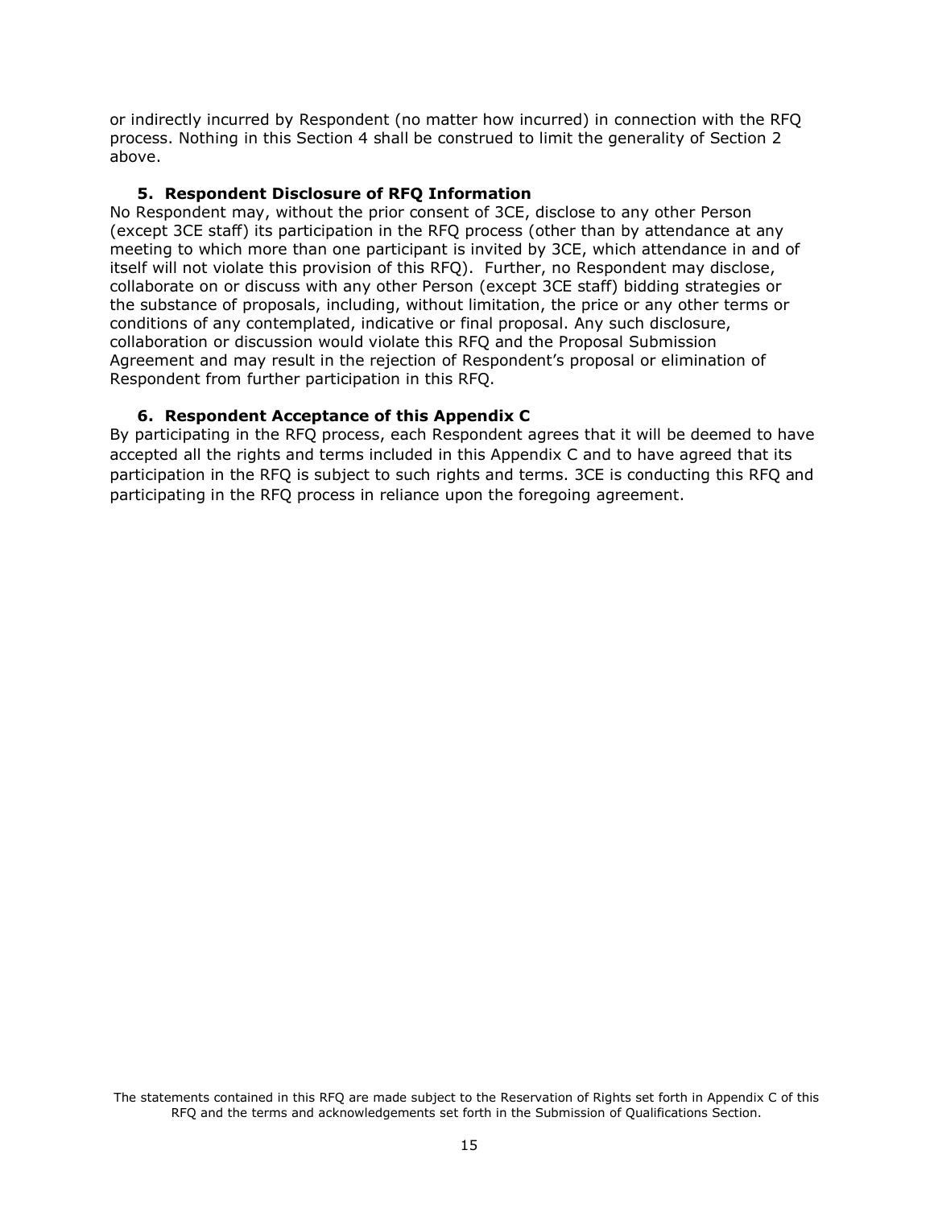or indirectly incurred by Respondent (no matter how incurred) in connection with the RFQ process. Nothing in this Section 4 shall be construed to limit the generality of Section 2 above.

### 5. Respondent Disclosure of RFQ Information

No Respondent may, without the prior consent of 3CE, disclose to any other Person (except 3CE staff) its participation in the RFQ process (other than by attendance at any meeting to which more than one participant is invited by 3CE, which attendance in and of itself will not violate this provision of this RFQ). Further, no Respondent may disclose, collaborate on or discuss with any other Person (except 3CE staff) bidding strategies or the substance of proposals, including, without limitation, the price or any other terms or conditions of any contemplated, indicative or final proposal. Any such disclosure, collaboration or discussion would violate this RFQ and the Proposal Submission Agreement and may result in the rejection of Respondent's proposal or elimination of Respondent from further participation in this RFQ.

### 6. Respondent Acceptance of this Appendix C

By participating in the RFQ process, each Respondent agrees that it will be deemed to have accepted all the rights and terms included in this Appendix C and to have agreed that its participation in the RFQ is subject to such rights and terms. 3CE is conducting this RFQ and participating in the RFQ process in reliance upon the foregoing agreement.

The statements contained in this RFQ are made subject to the Reservation of Rights set forth in Appendix C of this RFQ and the terms and acknowledgements set forth in the Submission of Qualifications Section.